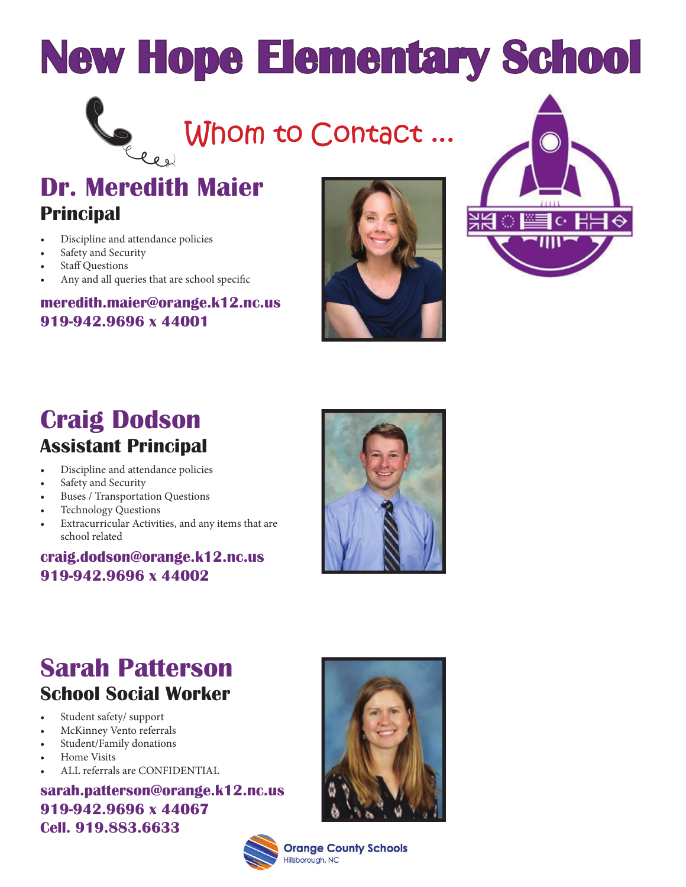# New Hope Elementary School

## Whom to Contact ...

## Dr. Meredith Maier

### Principal

- Discipline and attendance policies
- Safety and Security
- Staff Questions
- Any and all queries that are school specific

**meredith.maier@orange.k12.nc.us**
**919-942.9696 x 44001**

## Craig Dodson

### Assistant Principal

- Discipline and attendance policies
- Safety and Security
- Buses / Transportation Questions
- Technology Questions
- Extracurricular Activities, and any items that are school related

**craig.dodson@orange.k12.nc.us**
**919-942.9696 x 44002**

## Sarah Patterson

### School Social Worker

- Student safety/ support
- McKinney Vento referrals
- Student/Family donations
- Home Visits
- ALL referrals are CONFIDENTIAL

**sarah.patterson@orange.k12.nc.us**
**919-942.9696 x 44067**
**Cell. 919.883.6633**

Orange County Schools
Hillsborough, NC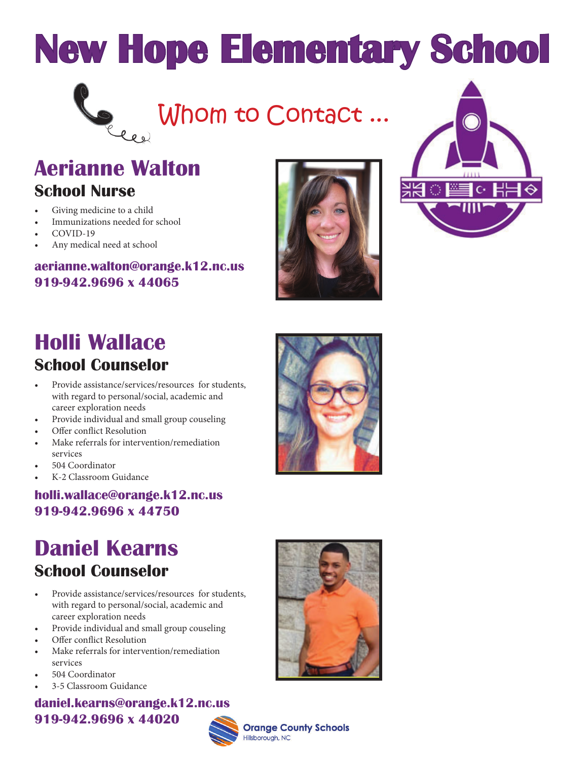# New Hope Elementary School

## Whom to Contact ...

## Aerianne Walton

### School Nurse

- Giving medicine to a child
- Immunizations needed for school
- COVID-19
- Any medical need at school

**aerianne.walton@orange.k12.nc.us**
**919-942.9696 x 44065**

## Holli Wallace

### School Counselor

- Provide assistance/services/resources for students, with regard to personal/social, academic and career exploration needs
- Provide individual and small group couseling
- Offer conflict Resolution
- Make referrals for intervention/remediation services
- 504 Coordinator
- K-2 Classroom Guidance

**holli.wallace@orange.k12.nc.us**
**919-942.9696 x 44750**

## Daniel Kearns

### School Counselor

- Provide assistance/services/resources for students, with regard to personal/social, academic and career exploration needs
- Provide individual and small group couseling
- Offer conflict Resolution
- Make referrals for intervention/remediation services
- 504 Coordinator
- 3-5 Classroom Guidance

**daniel.kearns@orange.k12.nc.us**
**919-942.9696 x 44020**

Orange County Schools
Hillsborough, NC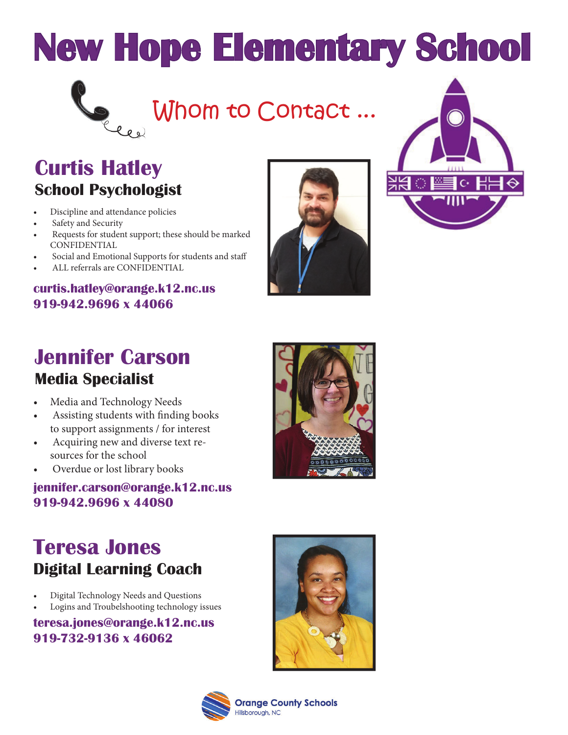# New Hope Elementary School

## Whom to Contact ...

## Curtis Hatley

### School Psychologist

- Discipline and attendance policies
- Safety and Security
- Requests for student support; these should be marked CONFIDENTIAL
- Social and Emotional Supports for students and staff
- ALL referrals are CONFIDENTIAL

**curtis.hatley@orange.k12.nc.us**
**919-942.9696 x 44066**

## Jennifer Carson

### Media Specialist

- Media and Technology Needs
- Assisting students with finding books to support assignments / for interest
- Acquiring new and diverse text resources for the school
- Overdue or lost library books

**jennifer.carson@orange.k12.nc.us**
**919-942.9696 x 44080**

## Teresa Jones

### Digital Learning Coach

- Digital Technology Needs and Questions
- Logins and Troubelshooting technology issues

**teresa.jones@orange.k12.nc.us**
**919-732-9136 x 46062**

Orange County Schools
Hillsborough, NC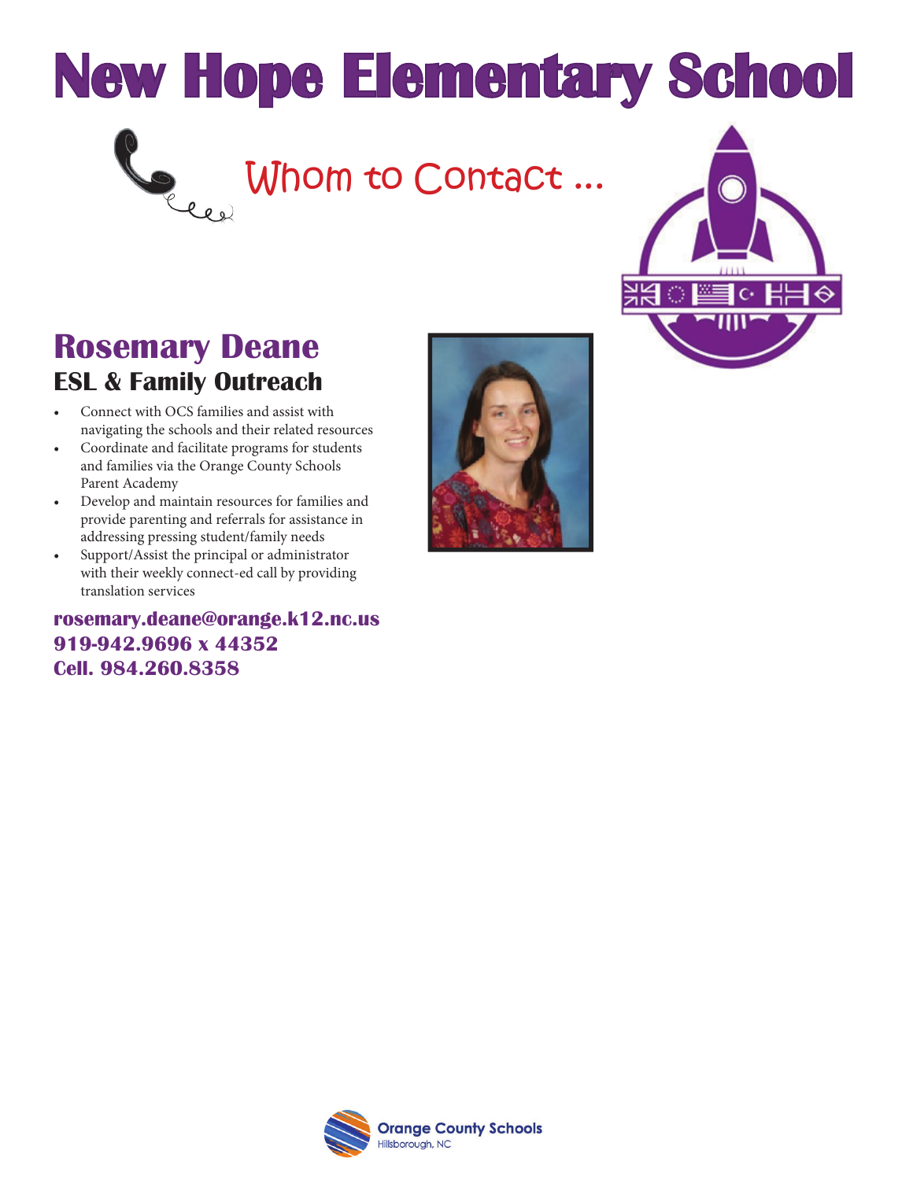# New Hope Elementary School

Whom to Contact ...

## Rosemary Deane

### ESL & Family Outreach

- Connect with OCS families and assist with navigating the schools and their related resources
- Coordinate and facilitate programs for students and families via the Orange County Schools Parent Academy
- Develop and maintain resources for families and provide parenting and referrals for assistance in addressing pressing student/family needs
- Support/Assist the principal or administrator with their weekly connect-ed call by providing translation services

**rosemary.deane@orange.k12.nc.us**
**919-942.9696 x 44352**
**Cell. 984.260.8358**

Orange County Schools
Hillsborough, NC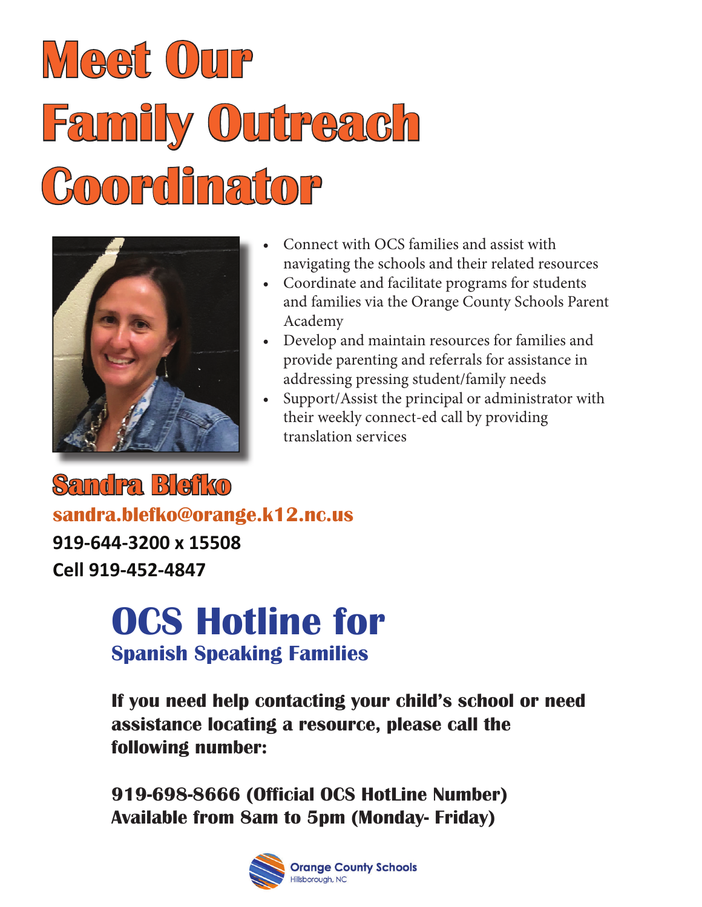# Meet Our Family Outreach Coordinator

- Connect with OCS families and assist with navigating the schools and their related resources
- Coordinate and facilitate programs for students and families via the Orange County Schools Parent Academy
- Develop and maintain resources for families and provide parenting and referrals for assistance in addressing pressing student/family needs
- Support/Assist the principal or administrator with their weekly connect-ed call by providing translation services

## Sandra Blefko

**sandra.blefko@orange.k12.nc.us**

**919-644-3200 x 15508**

**Cell 919-452-4847**

# OCS Hotline for

## Spanish Speaking Families

**If you need help contacting your child's school or need assistance locating a resource, please call the following number:**

**919-698-8666 (Official OCS HotLine Number)**
**Available from 8am to 5pm (Monday- Friday)**

Orange County Schools
Hillsborough, NC